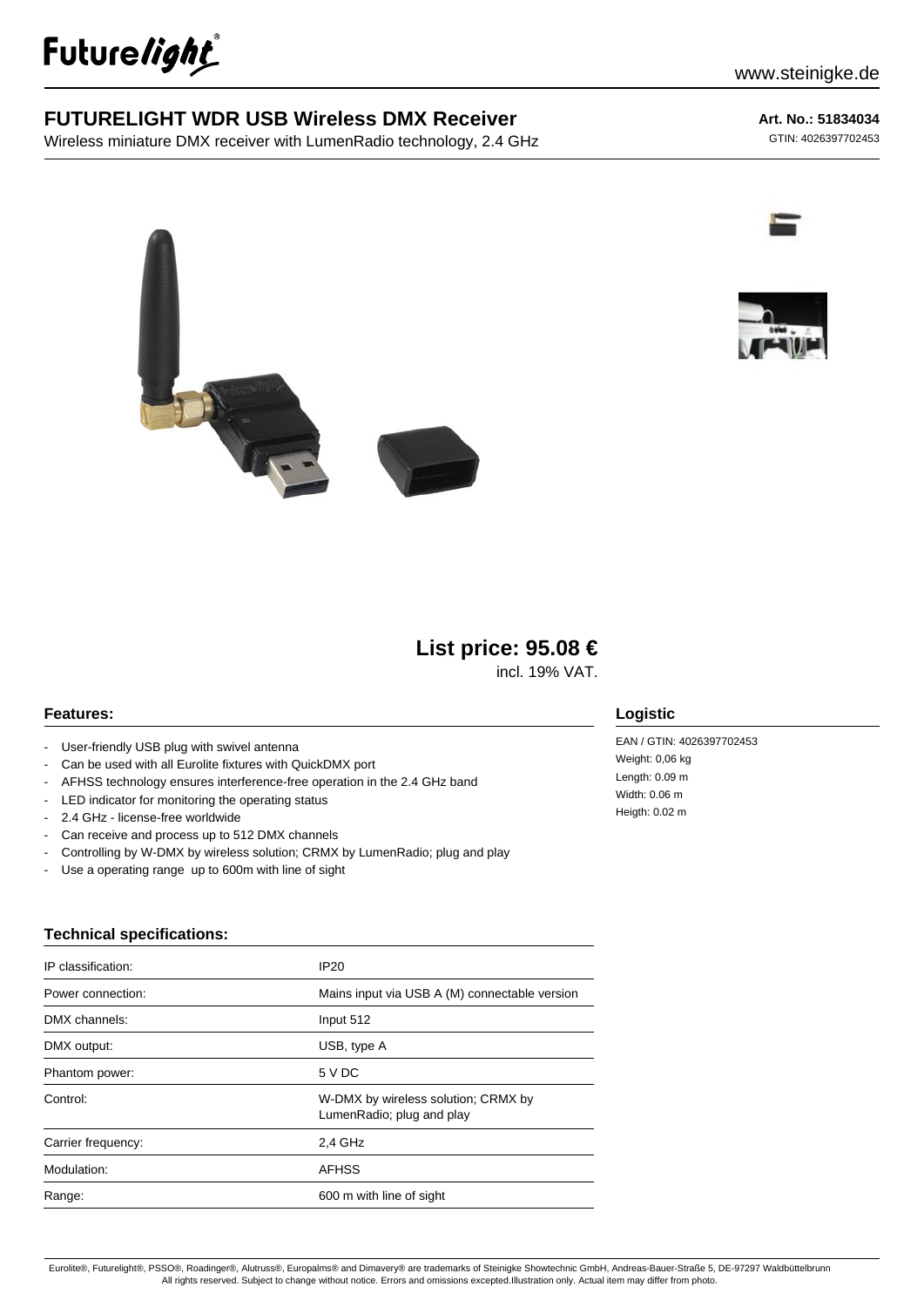# FUTURELIGHT WDR USB Wireless DMX Receiver

Wireless miniature DMX receiver with LumenRadio technology, 2.4 GHz

**Art. No.: 51834034**
GTIN: 4026397702453

## List price: 95.08 €

incl. 19% VAT.

### Features:

- User-friendly USB plug with swivel antenna
- Can be used with all Eurolite fixtures with QuickDMX port
- AFHSS technology ensures interference-free operation in the 2.4 GHz band
- LED indicator for monitoring the operating status
- 2.4 GHz - license-free worldwide
- Can receive and process up to 512 DMX channels
- Controlling by W-DMX by wireless solution; CRMX by LumenRadio; plug and play
- Use a operating range up to 600m with line of sight

### Logistic

EAN / GTIN: 4026397702453
Weight: 0,06 kg
Length: 0.09 m
Width: 0.06 m
Heigth: 0.02 m

### Technical specifications:

| | |
|---|---|
| IP classification: | IP20 |
| Power connection: | Mains input via USB A (M) connectable version |
| DMX channels: | Input 512 |
| DMX output: | USB, type A |
| Phantom power: | 5 V DC |
| Control: | W-DMX by wireless solution; CRMX by LumenRadio; plug and play |
| Carrier frequency: | 2,4 GHz |
| Modulation: | AFHSS |
| Range: | 600 m with line of sight |

Eurolite®, Futurelight®, PSSO®, Roadinger®, Alutruss®, Europalms® and Dimavery® are trademarks of Steinigke Showtechnic GmbH, Andreas-Bauer-Straße 5, DE-97297 Waldbüttelbrunn
All rights reserved. Subject to change without notice. Errors and omissions excepted.Illustration only. Actual item may differ from photo.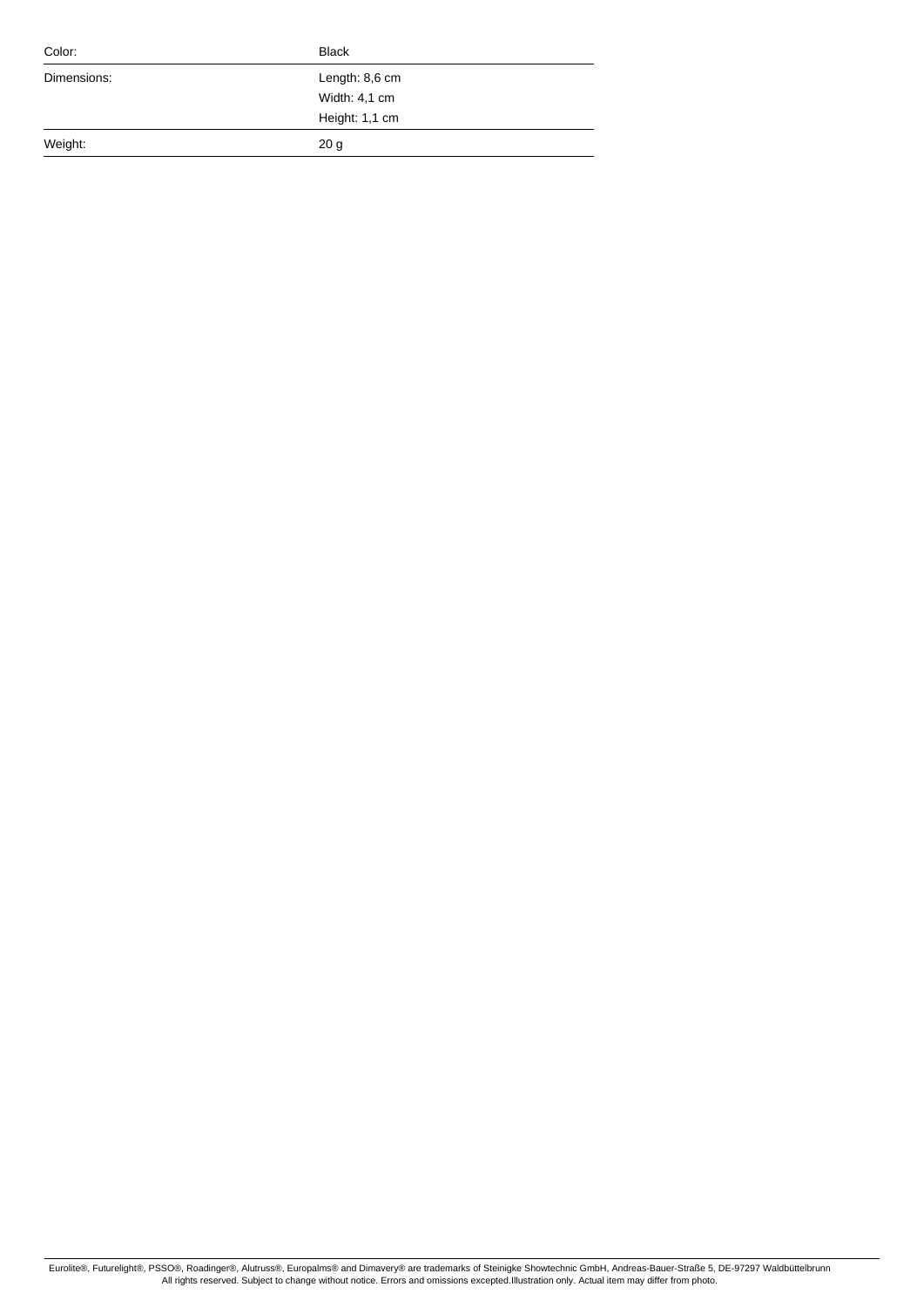| | |
|---|---|
| Color: | Black |
| Dimensions: | Length: 8,6 cm<br>Width: 4,1 cm<br>Height: 1,1 cm |
| Weight: | 20 g |

Eurolite®, Futurelight®, PSSO®, Roadinger®, Alutruss®, Europalms® and Dimavery® are trademarks of Steinigke Showtechnic GmbH, Andreas-Bauer-Straße 5, DE-97297 Waldbüttelbrunn
All rights reserved. Subject to change without notice. Errors and omissions excepted.Illustration only. Actual item may differ from photo.